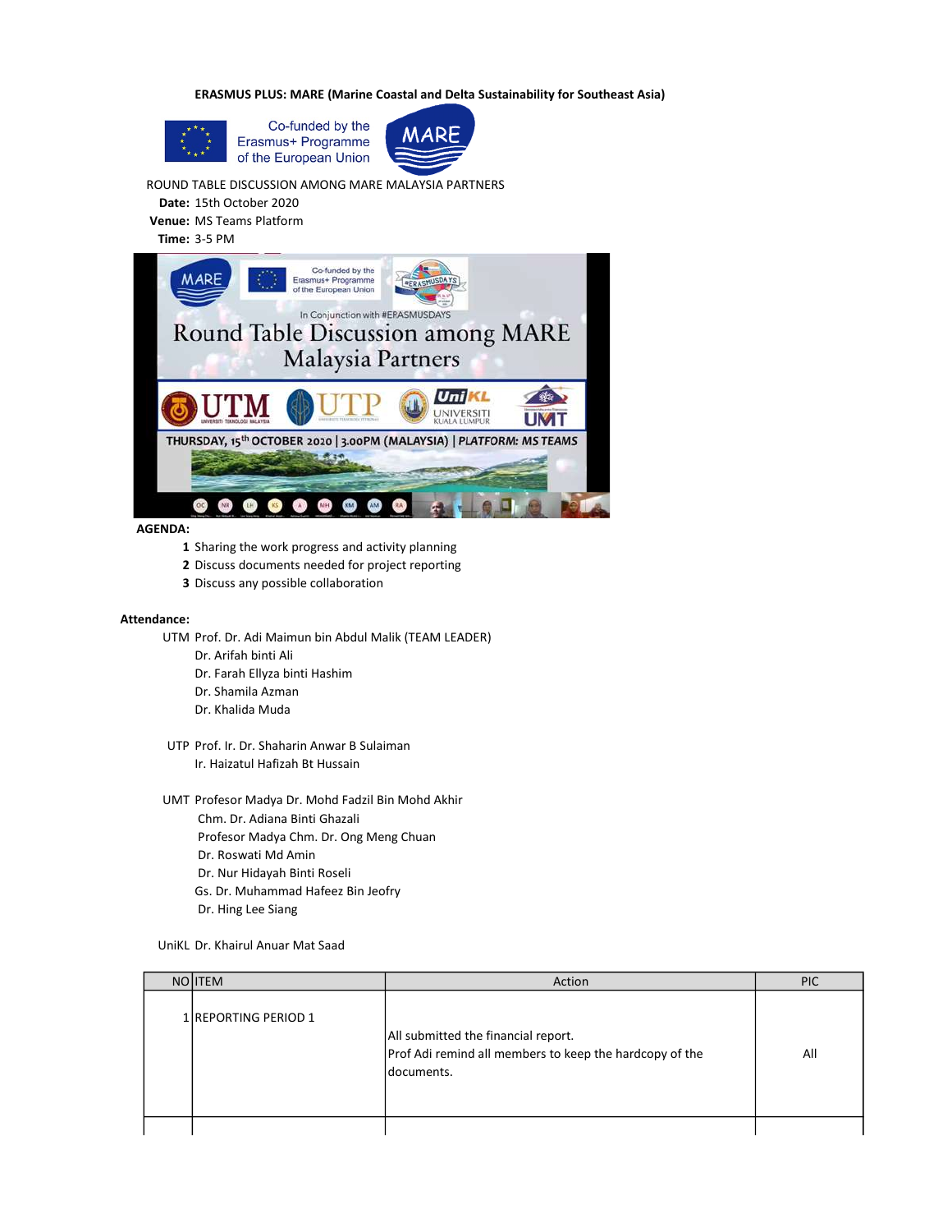**ERASMUS PLUS: MARE (Marine Coastal and Delta Sustainability for Southeast Asia)**

Co-funded by the Erasmus+ Programme of the European Union

ROUND TABLE DISCUSSION AMONG MARE MALAYSIA PARTNERS

**Date:** 15th October 2020

**Venue:** MS Teams Platform

**Time:** 3-5 PM

**AGENDA:**

1. Sharing the work progress and activity planning
2. Discuss documents needed for project reporting
3. Discuss any possible collaboration

**Attendance:**

UTM
- Prof. Dr. Adi Maimun bin Abdul Malik (TEAM LEADER)
- Dr. Arifah binti Ali
- Dr. Farah Ellyza binti Hashim
- Dr. Shamila Azman
- Dr. Khalida Muda

UTP
- Prof. Ir. Dr. Shaharin Anwar B Sulaiman
- Ir. Haizatul Hafizah Bt Hussain

UMT
- Profesor Madya Dr. Mohd Fadzil Bin Mohd Akhir
- Chm. Dr. Adiana Binti Ghazali
- Profesor Madya Chm. Dr. Ong Meng Chuan
- Dr. Roswati Md Amin
- Dr. Nur Hidayah Binti Roseli
- Gs. Dr. Muhammad Hafeez Bin Jeofry
- Dr. Hing Lee Siang

UniKL
- Dr. Khairul Anuar Mat Saad

| NO | ITEM | Action | PIC |
|---|---|---|---|
| 1 | REPORTING PERIOD 1 | All submitted the financial report.<br>Prof Adi remind all members to keep the hardcopy of the documents. | All |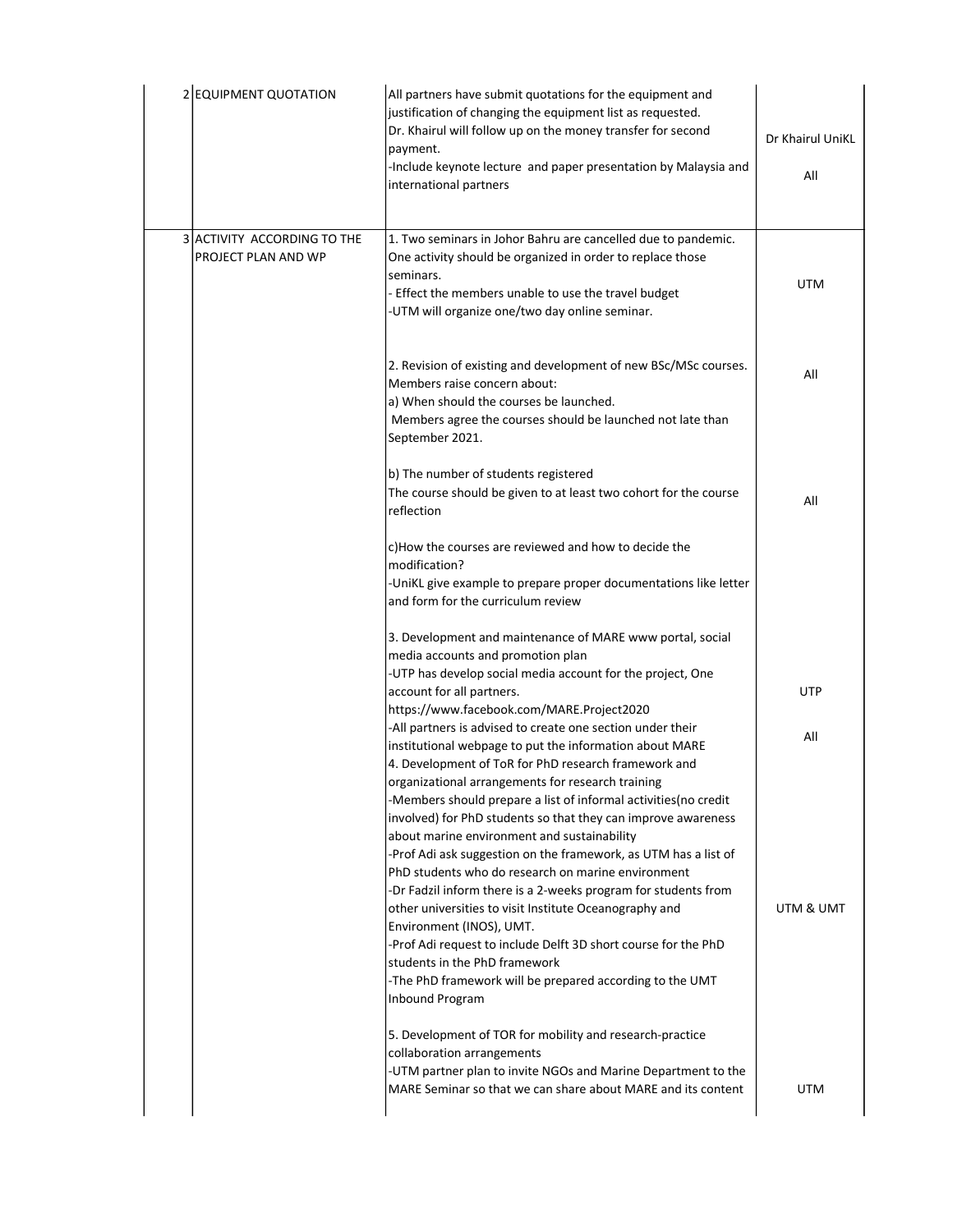| | | | |
|---|---|---|---|
| 2 | EQUIPMENT QUOTATION | All partners have submit quotations for the equipment and justification of changing the equipment list as requested.<br>Dr. Khairul will follow up on the money transfer for second payment.<br>-Include keynote lecture and paper presentation by Malaysia and international partners | Dr Khairul UniKL<br><br>All |
| 3 | ACTIVITY ACCORDING TO THE PROJECT PLAN AND WP | 1. Two seminars in Johor Bahru are cancelled due to pandemic. One activity should be organized in order to replace those seminars.<br>- Effect the members unable to use the travel budget<br>-UTM will organize one/two day online seminar. | UTM |
| | | 2. Revision of existing and development of new BSc/MSc courses. Members raise concern about:<br>a) When should the courses be launched.<br>Members agree the courses should be launched not late than September 2021. | All |
| | | b) The number of students registered<br>The course should be given to at least two cohort for the course reflection | All |
| | | c)How the courses are reviewed and how to decide the modification?<br>-UniKL give example to prepare proper documentations like letter and form for the curriculum review | |
| | | 3. Development and maintenance of MARE www portal, social media accounts and promotion plan<br>-UTP has develop social media account for the project, One account for all partners.<br>https://www.facebook.com/MARE.Project2020<br>-All partners is advised to create one section under their institutional webpage to put the information about MARE | UTP<br><br>All |
| | | 4. Development of ToR for PhD research framework and organizational arrangements for research training<br>-Members should prepare a list of informal activities(no credit involved) for PhD students so that they can improve awareness about marine environment and sustainability<br>-Prof Adi ask suggestion on the framework, as UTM has a list of PhD students who do research on marine environment<br>-Dr Fadzil inform there is a 2-weeks program for students from other universities to visit Institute Oceanography and Environment (INOS), UMT.<br>-Prof Adi request to include Delft 3D short course for the PhD students in the PhD framework<br>-The PhD framework will be prepared according to the UMT Inbound Program | UTM & UMT |
| | | 5. Development of TOR for mobility and research-practice collaboration arrangements<br>-UTM partner plan to invite NGOs and Marine Department to the MARE Seminar so that we can share about MARE and its content | UTM |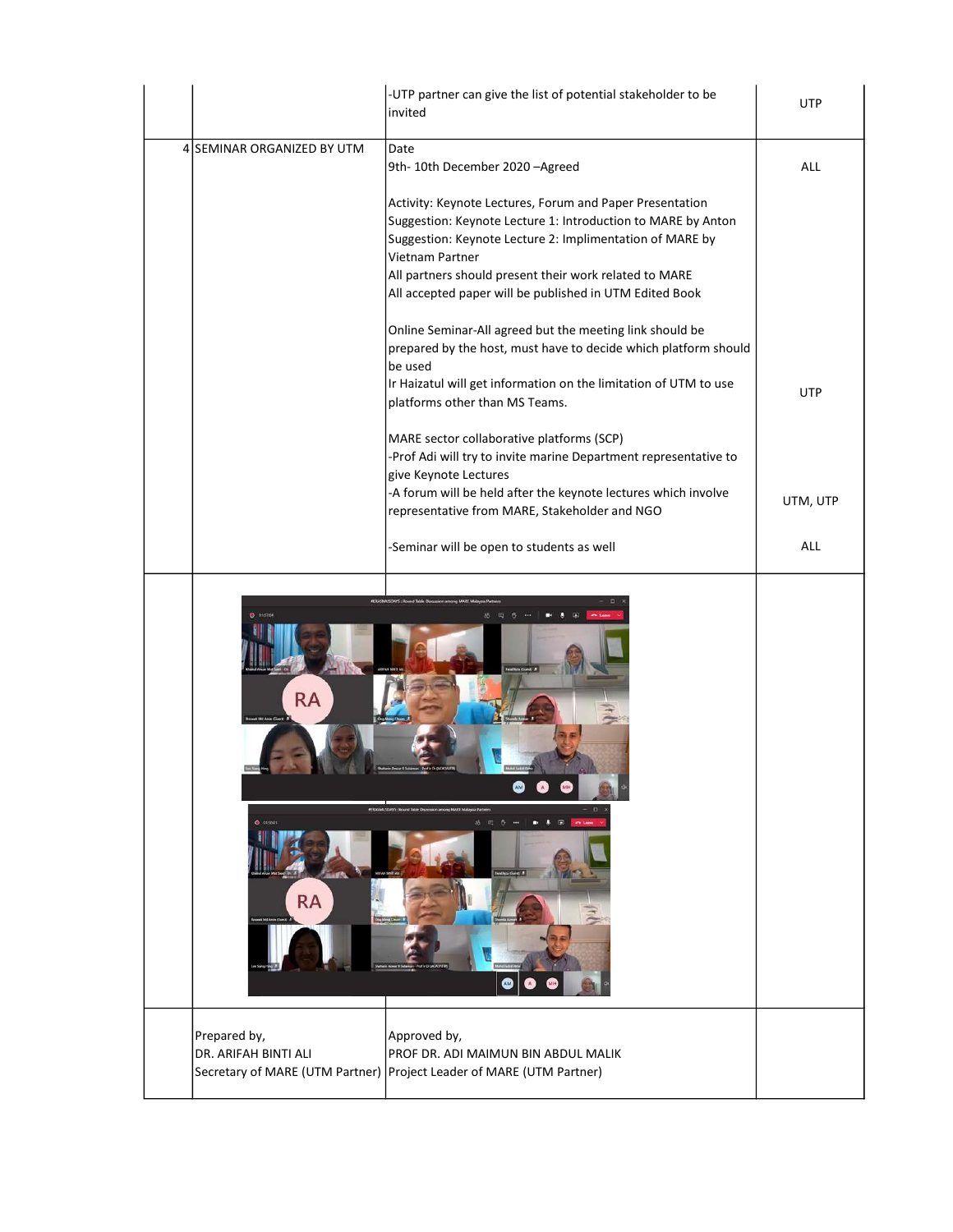| | | | |
|---|---|---|---|
| | | -UTP partner can give the list of potential stakeholder to be invited | UTP |
| 4 | SEMINAR ORGANIZED BY UTM | Date<br>9th- 10th December 2020 –Agreed | ALL |
| | | Activity: Keynote Lectures, Forum and Paper Presentation<br>Suggestion: Keynote Lecture 1: Introduction to MARE by Anton<br>Suggestion: Keynote Lecture 2: Implimentation of MARE by Vietnam Partner<br>All partners should present their work related to MARE<br>All accepted paper will be published in UTM Edited Book | |
| | | Online Seminar-All agreed but the meeting link should be prepared by the host, must have to decide which platform should be used<br>Ir Haizatul will get information on the limitation of UTM to use platforms other than MS Teams. | UTP |
| | | MARE sector collaborative platforms (SCP)<br>-Prof Adi will try to invite marine Department representative to give Keynote Lectures<br>-A forum will be held after the keynote lectures which involve representative from MARE, Stakeholder and NGO | UTM, UTP |
| | | -Seminar will be open to students as well | ALL |
| | | | |
| | Prepared by,<br>DR. ARIFAH BINTI ALI<br>Secretary of MARE (UTM Partner) | Approved by,<br>PROF DR. ADI MAIMUN BIN ABDUL MALIK<br>Project Leader of MARE (UTM Partner) | |